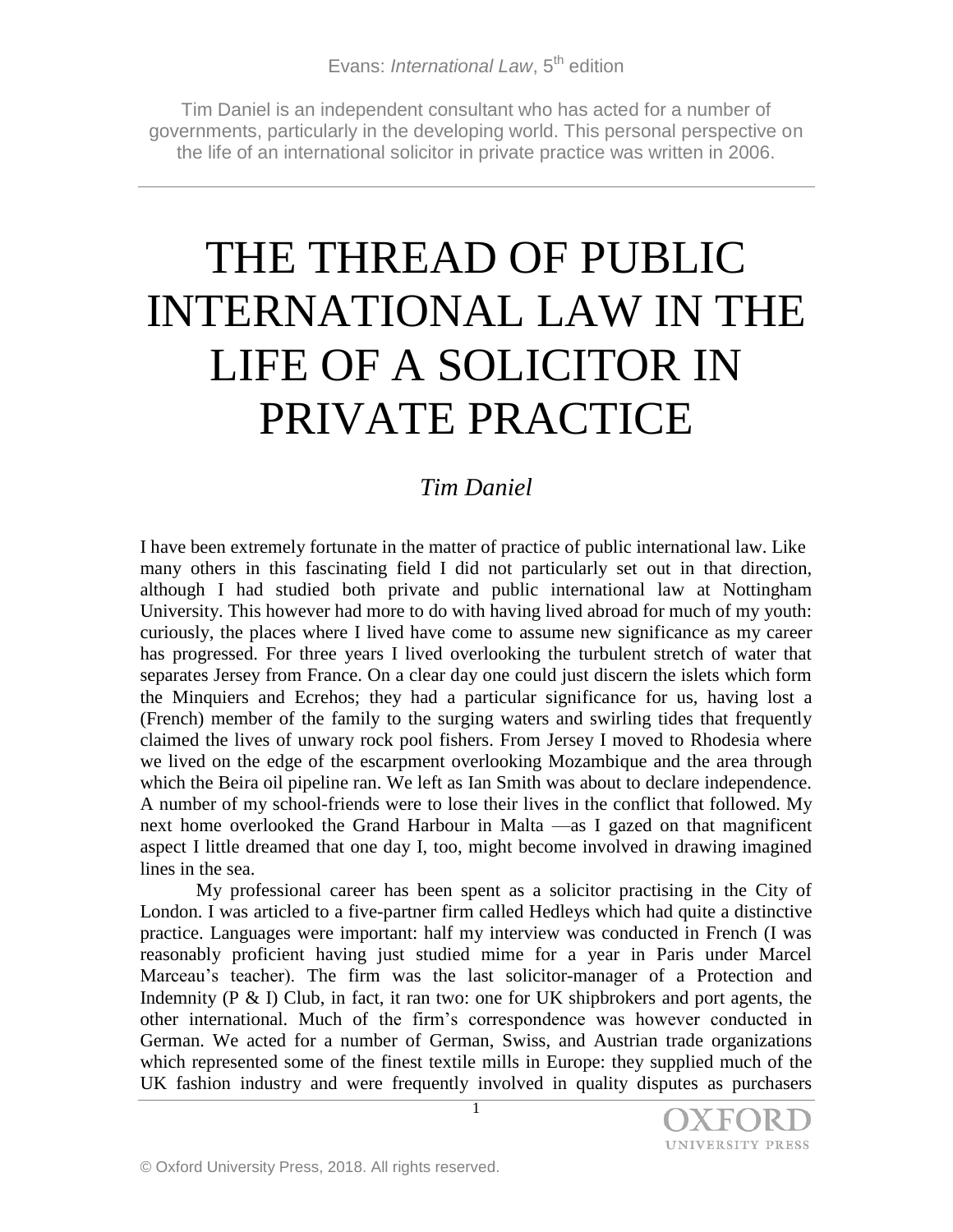Evans: *International Law*, 5th edition

Tim Daniel is an independent consultant who has acted for a number of governments, particularly in the developing world. This personal perspective on the life of an international solicitor in private practice was written in 2006.

---

# THE THREAD OF PUBLIC INTERNATIONAL LAW IN THE LIFE OF A SOLICITOR IN PRIVATE PRACTICE

*Tim Daniel*

I have been extremely fortunate in the matter of practice of public international law. Like many others in this fascinating field I did not particularly set out in that direction, although I had studied both private and public international law at Nottingham University. This however had more to do with having lived abroad for much of my youth: curiously, the places where I lived have come to assume new significance as my career has progressed. For three years I lived overlooking the turbulent stretch of water that separates Jersey from France. On a clear day one could just discern the islets which form the Minquiers and Ecrehos; they had a particular significance for us, having lost a (French) member of the family to the surging waters and swirling tides that frequently claimed the lives of unwary rock pool fishers. From Jersey I moved to Rhodesia where we lived on the edge of the escarpment overlooking Mozambique and the area through which the Beira oil pipeline ran. We left as Ian Smith was about to declare independence. A number of my school-friends were to lose their lives in the conflict that followed. My next home overlooked the Grand Harbour in Malta —as I gazed on that magnificent aspect I little dreamed that one day I, too, might become involved in drawing imagined lines in the sea.

My professional career has been spent as a solicitor practising in the City of London. I was articled to a five-partner firm called Hedleys which had quite a distinctive practice. Languages were important: half my interview was conducted in French (I was reasonably proficient having just studied mime for a year in Paris under Marcel Marceau's teacher). The firm was the last solicitor-manager of a Protection and Indemnity (P & I) Club, in fact, it ran two: one for UK shipbrokers and port agents, the other international. Much of the firm's correspondence was however conducted in German. We acted for a number of German, Swiss, and Austrian trade organizations which represented some of the finest textile mills in Europe: they supplied much of the UK fashion industry and were frequently involved in quality disputes as purchasers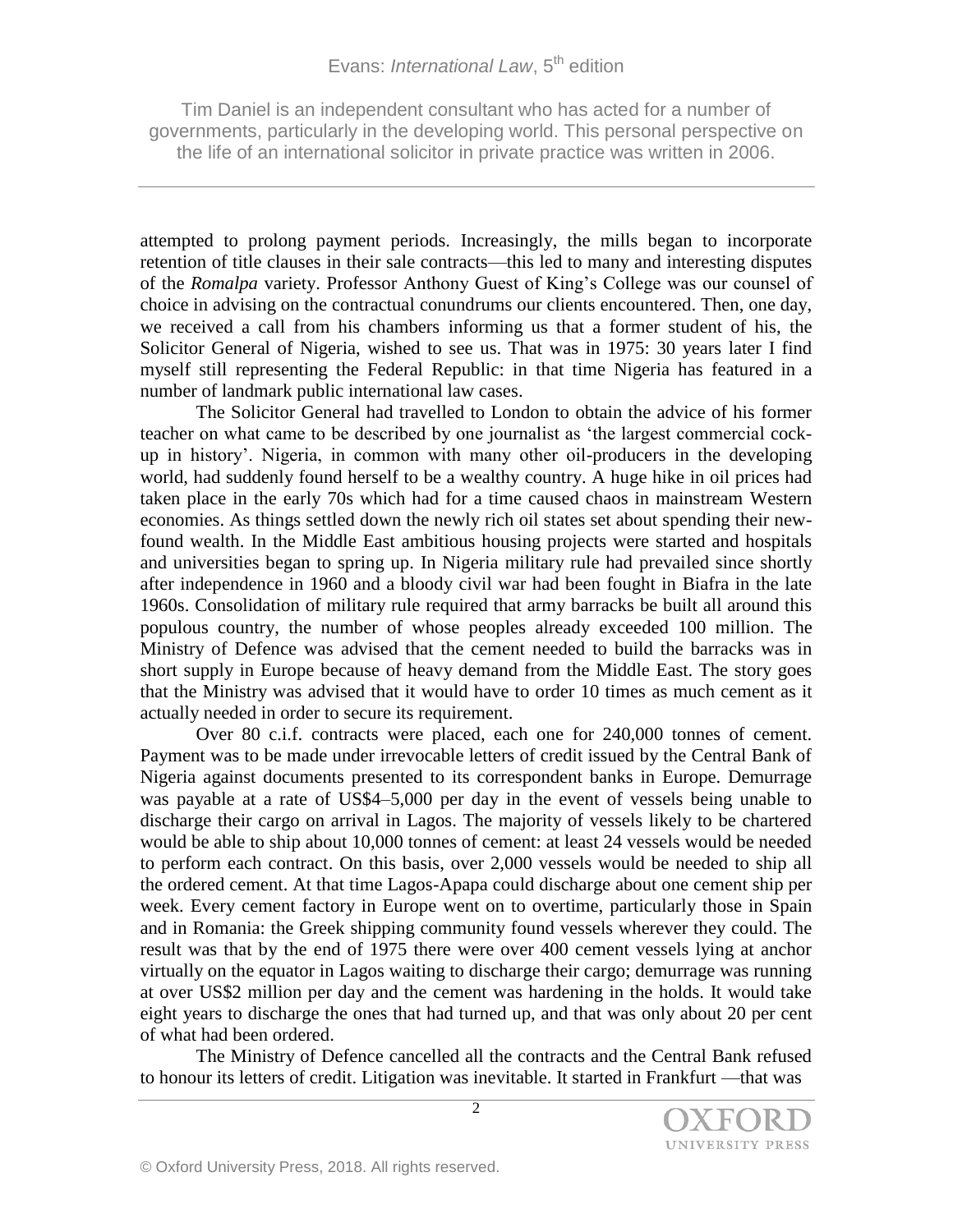attempted to prolong payment periods. Increasingly, the mills began to incorporate retention of title clauses in their sale contracts—this led to many and interesting disputes of the *Romalpa* variety. Professor Anthony Guest of King's College was our counsel of choice in advising on the contractual conundrums our clients encountered. Then, one day, we received a call from his chambers informing us that a former student of his, the Solicitor General of Nigeria, wished to see us. That was in 1975: 30 years later I find myself still representing the Federal Republic: in that time Nigeria has featured in a number of landmark public international law cases.

The Solicitor General had travelled to London to obtain the advice of his former teacher on what came to be described by one journalist as 'the largest commercial cock-up in history'. Nigeria, in common with many other oil-producers in the developing world, had suddenly found herself to be a wealthy country. A huge hike in oil prices had taken place in the early 70s which had for a time caused chaos in mainstream Western economies. As things settled down the newly rich oil states set about spending their new-found wealth. In the Middle East ambitious housing projects were started and hospitals and universities began to spring up. In Nigeria military rule had prevailed since shortly after independence in 1960 and a bloody civil war had been fought in Biafra in the late 1960s. Consolidation of military rule required that army barracks be built all around this populous country, the number of whose peoples already exceeded 100 million. The Ministry of Defence was advised that the cement needed to build the barracks was in short supply in Europe because of heavy demand from the Middle East. The story goes that the Ministry was advised that it would have to order 10 times as much cement as it actually needed in order to secure its requirement.

Over 80 c.i.f. contracts were placed, each one for 240,000 tonnes of cement. Payment was to be made under irrevocable letters of credit issued by the Central Bank of Nigeria against documents presented to its correspondent banks in Europe. Demurrage was payable at a rate of US$4–5,000 per day in the event of vessels being unable to discharge their cargo on arrival in Lagos. The majority of vessels likely to be chartered would be able to ship about 10,000 tonnes of cement: at least 24 vessels would be needed to perform each contract. On this basis, over 2,000 vessels would be needed to ship all the ordered cement. At that time Lagos-Apapa could discharge about one cement ship per week. Every cement factory in Europe went on to overtime, particularly those in Spain and in Romania: the Greek shipping community found vessels wherever they could. The result was that by the end of 1975 there were over 400 cement vessels lying at anchor virtually on the equator in Lagos waiting to discharge their cargo; demurrage was running at over US$2 million per day and the cement was hardening in the holds. It would take eight years to discharge the ones that had turned up, and that was only about 20 per cent of what had been ordered.

The Ministry of Defence cancelled all the contracts and the Central Bank refused to honour its letters of credit. Litigation was inevitable. It started in Frankfurt —that was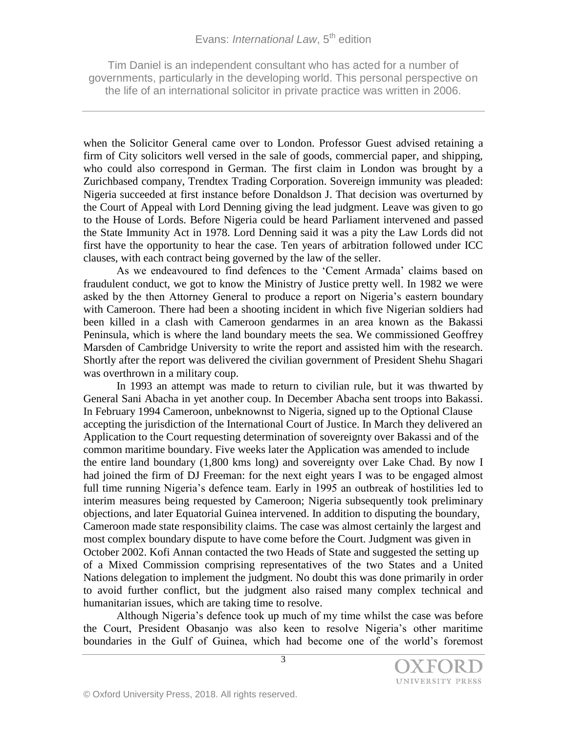when the Solicitor General came over to London. Professor Guest advised retaining a firm of City solicitors well versed in the sale of goods, commercial paper, and shipping, who could also correspond in German. The first claim in London was brought by a Zurichbased company, Trendtex Trading Corporation. Sovereign immunity was pleaded: Nigeria succeeded at first instance before Donaldson J. That decision was overturned by the Court of Appeal with Lord Denning giving the lead judgment. Leave was given to go to the House of Lords. Before Nigeria could be heard Parliament intervened and passed the State Immunity Act in 1978. Lord Denning said it was a pity the Law Lords did not first have the opportunity to hear the case. Ten years of arbitration followed under ICC clauses, with each contract being governed by the law of the seller.

As we endeavoured to find defences to the 'Cement Armada' claims based on fraudulent conduct, we got to know the Ministry of Justice pretty well. In 1982 we were asked by the then Attorney General to produce a report on Nigeria's eastern boundary with Cameroon. There had been a shooting incident in which five Nigerian soldiers had been killed in a clash with Cameroon gendarmes in an area known as the Bakassi Peninsula, which is where the land boundary meets the sea. We commissioned Geoffrey Marsden of Cambridge University to write the report and assisted him with the research. Shortly after the report was delivered the civilian government of President Shehu Shagari was overthrown in a military coup.

In 1993 an attempt was made to return to civilian rule, but it was thwarted by General Sani Abacha in yet another coup. In December Abacha sent troops into Bakassi. In February 1994 Cameroon, unbeknownst to Nigeria, signed up to the Optional Clause accepting the jurisdiction of the International Court of Justice. In March they delivered an Application to the Court requesting determination of sovereignty over Bakassi and of the common maritime boundary. Five weeks later the Application was amended to include the entire land boundary (1,800 kms long) and sovereignty over Lake Chad. By now I had joined the firm of DJ Freeman: for the next eight years I was to be engaged almost full time running Nigeria's defence team. Early in 1995 an outbreak of hostilities led to interim measures being requested by Cameroon; Nigeria subsequently took preliminary objections, and later Equatorial Guinea intervened. In addition to disputing the boundary, Cameroon made state responsibility claims. The case was almost certainly the largest and most complex boundary dispute to have come before the Court. Judgment was given in October 2002. Kofi Annan contacted the two Heads of State and suggested the setting up of a Mixed Commission comprising representatives of the two States and a United Nations delegation to implement the judgment. No doubt this was done primarily in order to avoid further conflict, but the judgment also raised many complex technical and humanitarian issues, which are taking time to resolve.

Although Nigeria's defence took up much of my time whilst the case was before the Court, President Obasanjo was also keen to resolve Nigeria's other maritime boundaries in the Gulf of Guinea, which had become one of the world's foremost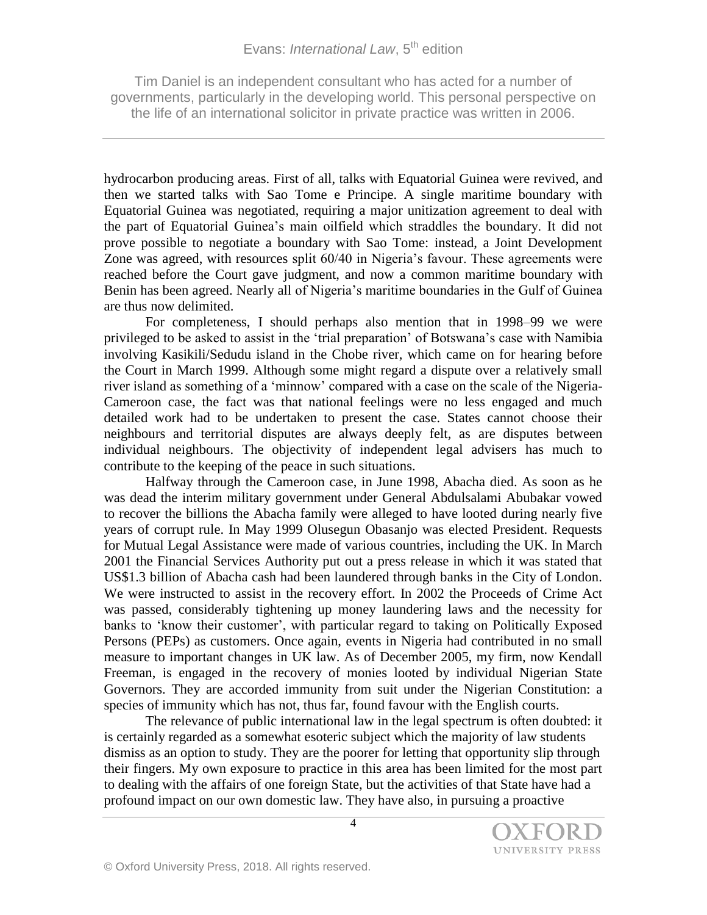hydrocarbon producing areas. First of all, talks with Equatorial Guinea were revived, and then we started talks with Sao Tome e Principe. A single maritime boundary with Equatorial Guinea was negotiated, requiring a major unitization agreement to deal with the part of Equatorial Guinea's main oilfield which straddles the boundary. It did not prove possible to negotiate a boundary with Sao Tome: instead, a Joint Development Zone was agreed, with resources split 60/40 in Nigeria's favour. These agreements were reached before the Court gave judgment, and now a common maritime boundary with Benin has been agreed. Nearly all of Nigeria's maritime boundaries in the Gulf of Guinea are thus now delimited.

For completeness, I should perhaps also mention that in 1998–99 we were privileged to be asked to assist in the 'trial preparation' of Botswana's case with Namibia involving Kasikili/Sedudu island in the Chobe river, which came on for hearing before the Court in March 1999. Although some might regard a dispute over a relatively small river island as something of a 'minnow' compared with a case on the scale of the Nigeria-Cameroon case, the fact was that national feelings were no less engaged and much detailed work had to be undertaken to present the case. States cannot choose their neighbours and territorial disputes are always deeply felt, as are disputes between individual neighbours. The objectivity of independent legal advisers has much to contribute to the keeping of the peace in such situations.

Halfway through the Cameroon case, in June 1998, Abacha died. As soon as he was dead the interim military government under General Abdulsalami Abubakar vowed to recover the billions the Abacha family were alleged to have looted during nearly five years of corrupt rule. In May 1999 Olusegun Obasanjo was elected President. Requests for Mutual Legal Assistance were made of various countries, including the UK. In March 2001 the Financial Services Authority put out a press release in which it was stated that US$1.3 billion of Abacha cash had been laundered through banks in the City of London. We were instructed to assist in the recovery effort. In 2002 the Proceeds of Crime Act was passed, considerably tightening up money laundering laws and the necessity for banks to 'know their customer', with particular regard to taking on Politically Exposed Persons (PEPs) as customers. Once again, events in Nigeria had contributed in no small measure to important changes in UK law. As of December 2005, my firm, now Kendall Freeman, is engaged in the recovery of monies looted by individual Nigerian State Governors. They are accorded immunity from suit under the Nigerian Constitution: a species of immunity which has not, thus far, found favour with the English courts.

The relevance of public international law in the legal spectrum is often doubted: it is certainly regarded as a somewhat esoteric subject which the majority of law students dismiss as an option to study. They are the poorer for letting that opportunity slip through their fingers. My own exposure to practice in this area has been limited for the most part to dealing with the affairs of one foreign State, but the activities of that State have had a profound impact on our own domestic law. They have also, in pursuing a proactive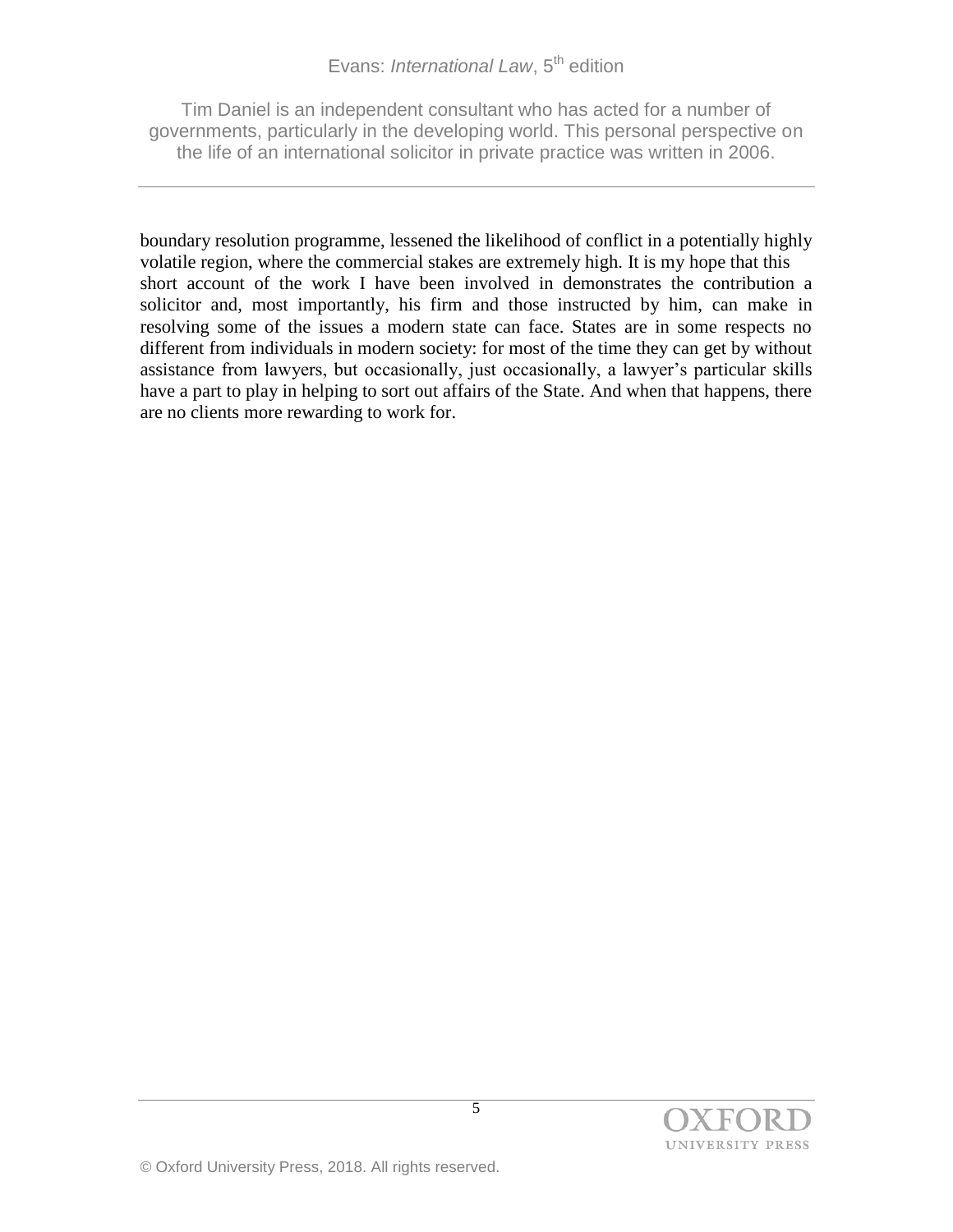boundary resolution programme, lessened the likelihood of conflict in a potentially highly volatile region, where the commercial stakes are extremely high. It is my hope that this short account of the work I have been involved in demonstrates the contribution a solicitor and, most importantly, his firm and those instructed by him, can make in resolving some of the issues a modern state can face. States are in some respects no different from individuals in modern society: for most of the time they can get by without assistance from lawyers, but occasionally, just occasionally, a lawyer's particular skills have a part to play in helping to sort out affairs of the State. And when that happens, there are no clients more rewarding to work for.